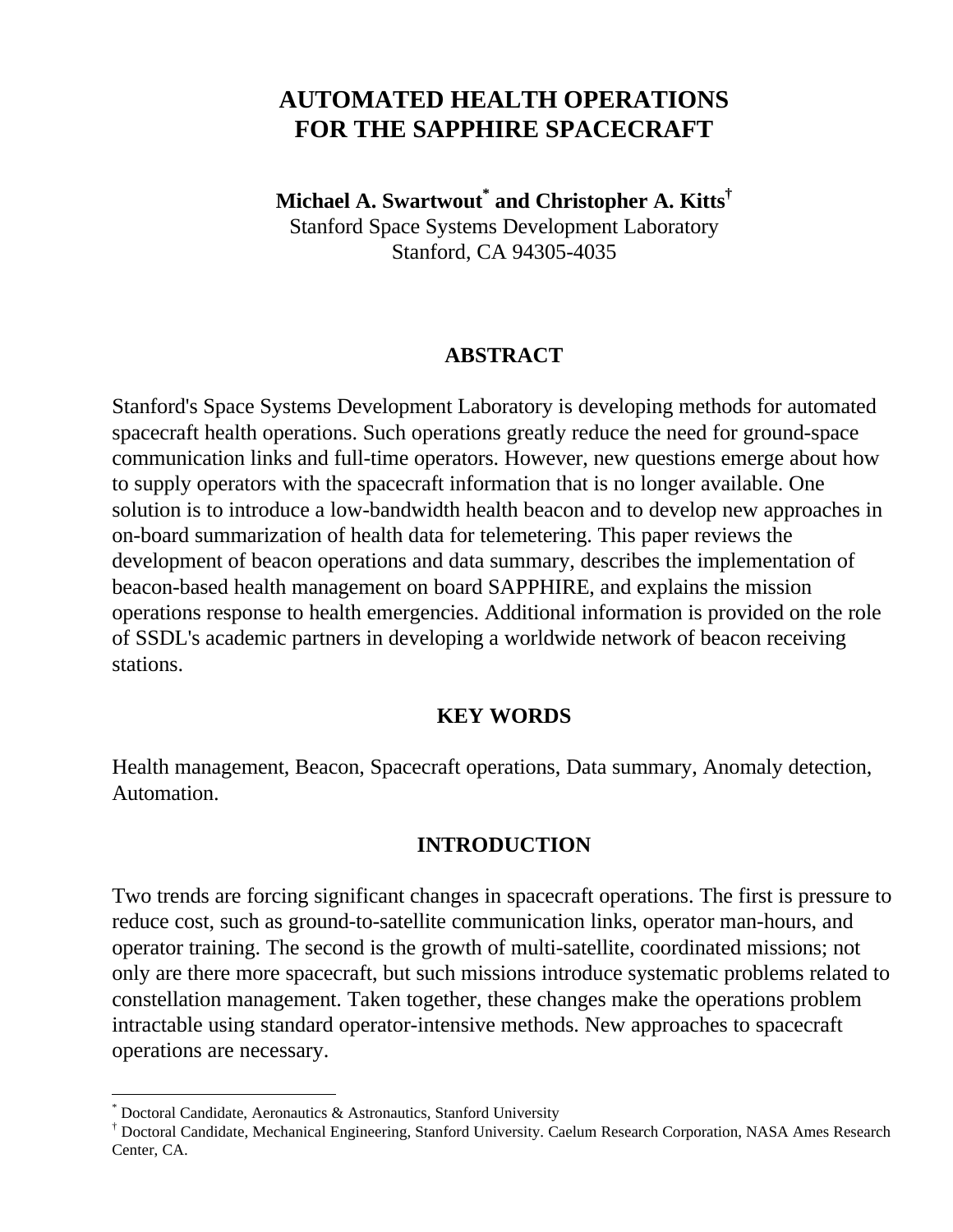# AUTOMATED HEALTH OPERATIONS FOR THE SAPPHIRE SPACECRAFT

**Michael A. Swartwout[*] and Christopher A. Kitts[†]**
Stanford Space Systems Development Laboratory
Stanford, CA 94305-4035

## ABSTRACT

Stanford's Space Systems Development Laboratory is developing methods for automated spacecraft health operations. Such operations greatly reduce the need for ground-space communication links and full-time operators. However, new questions emerge about how to supply operators with the spacecraft information that is no longer available. One solution is to introduce a low-bandwidth health beacon and to develop new approaches in on-board summarization of health data for telemetering. This paper reviews the development of beacon operations and data summary, describes the implementation of beacon-based health management on board SAPPHIRE, and explains the mission operations response to health emergencies. Additional information is provided on the role of SSDL's academic partners in developing a worldwide network of beacon receiving stations.

## KEY WORDS

Health management, Beacon, Spacecraft operations, Data summary, Anomaly detection, Automation.

## INTRODUCTION

Two trends are forcing significant changes in spacecraft operations. The first is pressure to reduce cost, such as ground-to-satellite communication links, operator man-hours, and operator training. The second is the growth of multi-satellite, coordinated missions; not only are there more spacecraft, but such missions introduce systematic problems related to constellation management. Taken together, these changes make the operations problem intractable using standard operator-intensive methods. New approaches to spacecraft operations are necessary.

---

[*] Doctoral Candidate, Aeronautics & Astronautics, Stanford University

[†] Doctoral Candidate, Mechanical Engineering, Stanford University. Caelum Research Corporation, NASA Ames Research Center, CA.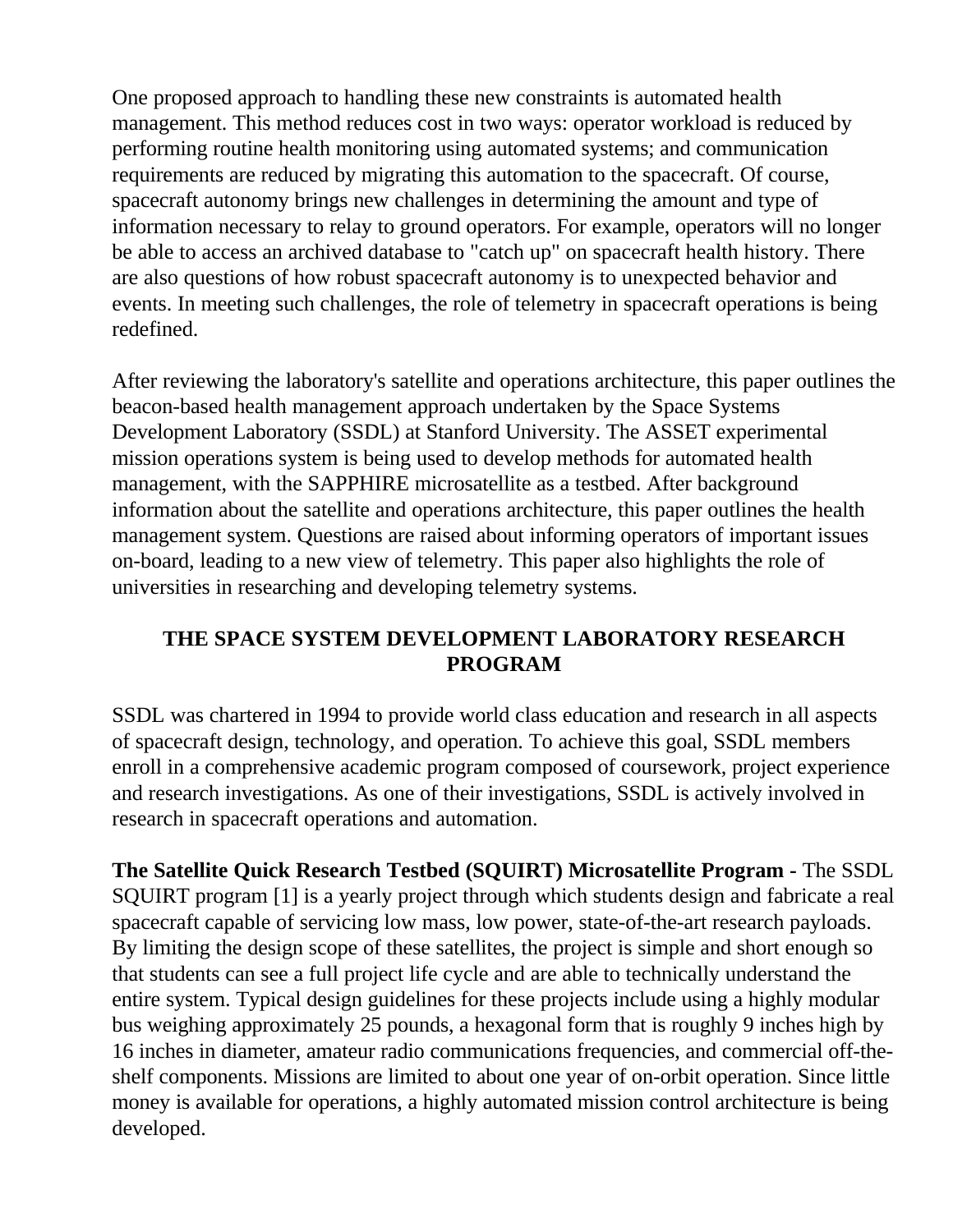One proposed approach to handling these new constraints is automated health management. This method reduces cost in two ways: operator workload is reduced by performing routine health monitoring using automated systems; and communication requirements are reduced by migrating this automation to the spacecraft. Of course, spacecraft autonomy brings new challenges in determining the amount and type of information necessary to relay to ground operators. For example, operators will no longer be able to access an archived database to "catch up" on spacecraft health history. There are also questions of how robust spacecraft autonomy is to unexpected behavior and events. In meeting such challenges, the role of telemetry in spacecraft operations is being redefined.

After reviewing the laboratory's satellite and operations architecture, this paper outlines the beacon-based health management approach undertaken by the Space Systems Development Laboratory (SSDL) at Stanford University. The ASSET experimental mission operations system is being used to develop methods for automated health management, with the SAPPHIRE microsatellite as a testbed. After background information about the satellite and operations architecture, this paper outlines the health management system. Questions are raised about informing operators of important issues on-board, leading to a new view of telemetry. This paper also highlights the role of universities in researching and developing telemetry systems.

## THE SPACE SYSTEM DEVELOPMENT LABORATORY RESEARCH PROGRAM

SSDL was chartered in 1994 to provide world class education and research in all aspects of spacecraft design, technology, and operation. To achieve this goal, SSDL members enroll in a comprehensive academic program composed of coursework, project experience and research investigations. As one of their investigations, SSDL is actively involved in research in spacecraft operations and automation.

**The Satellite Quick Research Testbed (SQUIRT) Microsatellite Program -** The SSDL SQUIRT program [1] is a yearly project through which students design and fabricate a real spacecraft capable of servicing low mass, low power, state-of-the-art research payloads. By limiting the design scope of these satellites, the project is simple and short enough so that students can see a full project life cycle and are able to technically understand the entire system. Typical design guidelines for these projects include using a highly modular bus weighing approximately 25 pounds, a hexagonal form that is roughly 9 inches high by 16 inches in diameter, amateur radio communications frequencies, and commercial off-the-shelf components. Missions are limited to about one year of on-orbit operation. Since little money is available for operations, a highly automated mission control architecture is being developed.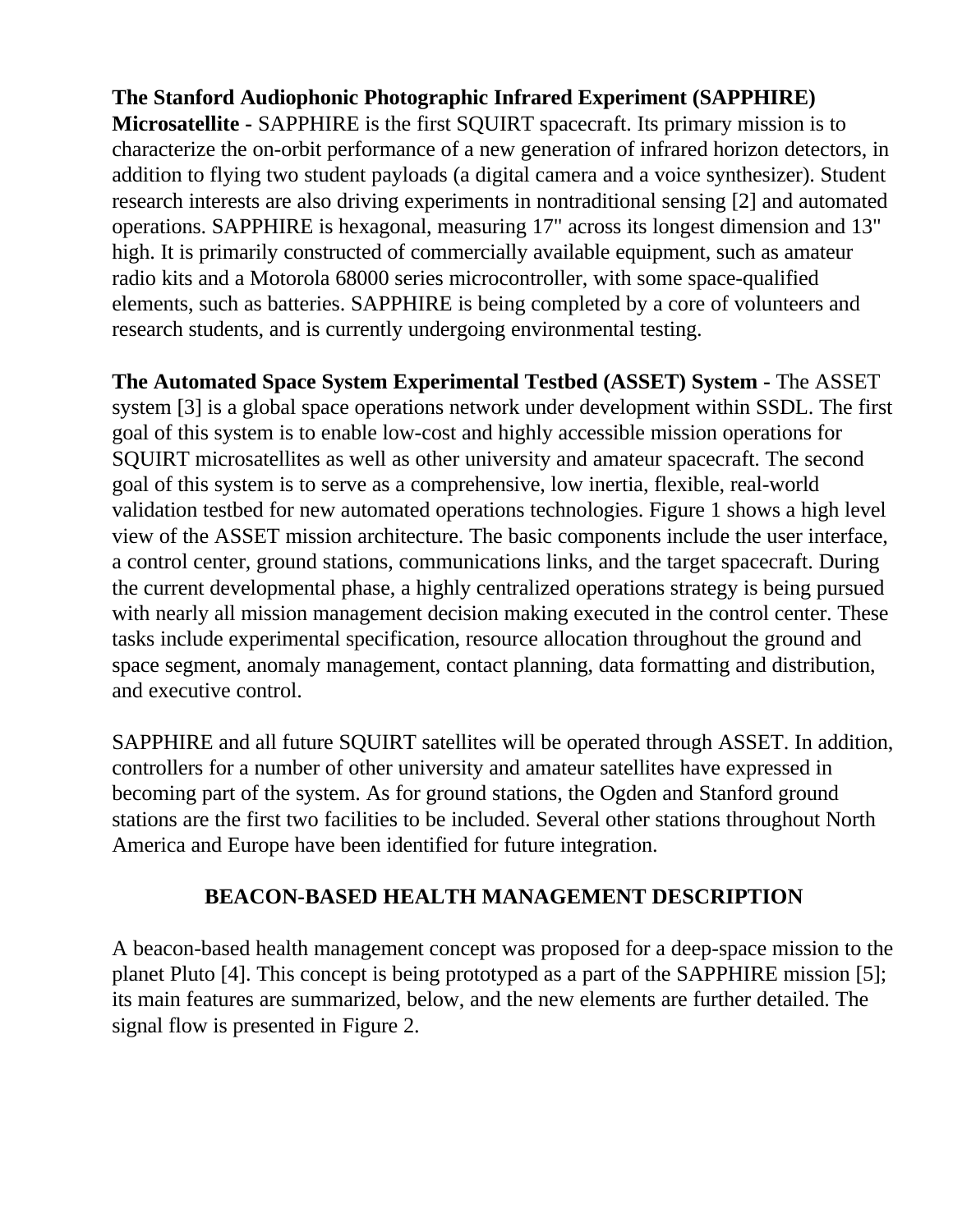**The Stanford Audiophonic Photographic Infrared Experiment (SAPPHIRE) Microsatellite -** SAPPHIRE is the first SQUIRT spacecraft. Its primary mission is to characterize the on-orbit performance of a new generation of infrared horizon detectors, in addition to flying two student payloads (a digital camera and a voice synthesizer). Student research interests are also driving experiments in nontraditional sensing [2] and automated operations. SAPPHIRE is hexagonal, measuring 17" across its longest dimension and 13" high. It is primarily constructed of commercially available equipment, such as amateur radio kits and a Motorola 68000 series microcontroller, with some space-qualified elements, such as batteries. SAPPHIRE is being completed by a core of volunteers and research students, and is currently undergoing environmental testing.

**The Automated Space System Experimental Testbed (ASSET) System -** The ASSET system [3] is a global space operations network under development within SSDL. The first goal of this system is to enable low-cost and highly accessible mission operations for SQUIRT microsatellites as well as other university and amateur spacecraft. The second goal of this system is to serve as a comprehensive, low inertia, flexible, real-world validation testbed for new automated operations technologies. Figure 1 shows a high level view of the ASSET mission architecture. The basic components include the user interface, a control center, ground stations, communications links, and the target spacecraft. During the current developmental phase, a highly centralized operations strategy is being pursued with nearly all mission management decision making executed in the control center. These tasks include experimental specification, resource allocation throughout the ground and space segment, anomaly management, contact planning, data formatting and distribution, and executive control.

SAPPHIRE and all future SQUIRT satellites will be operated through ASSET. In addition, controllers for a number of other university and amateur satellites have expressed in becoming part of the system. As for ground stations, the Ogden and Stanford ground stations are the first two facilities to be included. Several other stations throughout North America and Europe have been identified for future integration.

## BEACON-BASED HEALTH MANAGEMENT DESCRIPTION

A beacon-based health management concept was proposed for a deep-space mission to the planet Pluto [4]. This concept is being prototyped as a part of the SAPPHIRE mission [5]; its main features are summarized, below, and the new elements are further detailed. The signal flow is presented in Figure 2.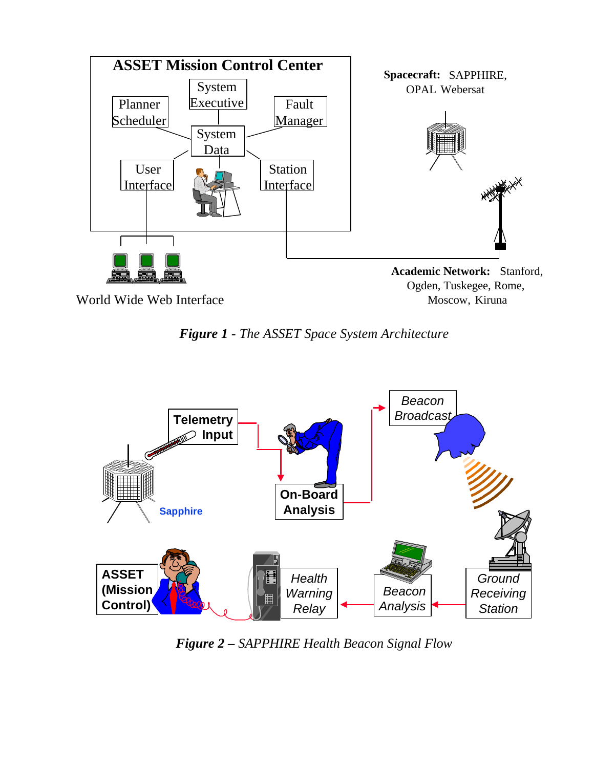ASSET Mission Control Center

System Executive

Planner Scheduler

Fault Manager

System Data

User Interface

Station Interface

Spacecraft: SAPPHIRE, OPAL Webersat

World Wide Web Interface

Academic Network: Stanford, Ogden, Tuskegee, Rome, Moscow, Kiruna

***Figure 1** - The ASSET Space System Architecture*

Telemetry Input

On-Board Analysis

Beacon Broadcast

Sapphire

ASSET (Mission Control)

Health Warning Relay

Beacon Analysis

Ground Receiving Station

***Figure 2** – SAPPHIRE Health Beacon Signal Flow*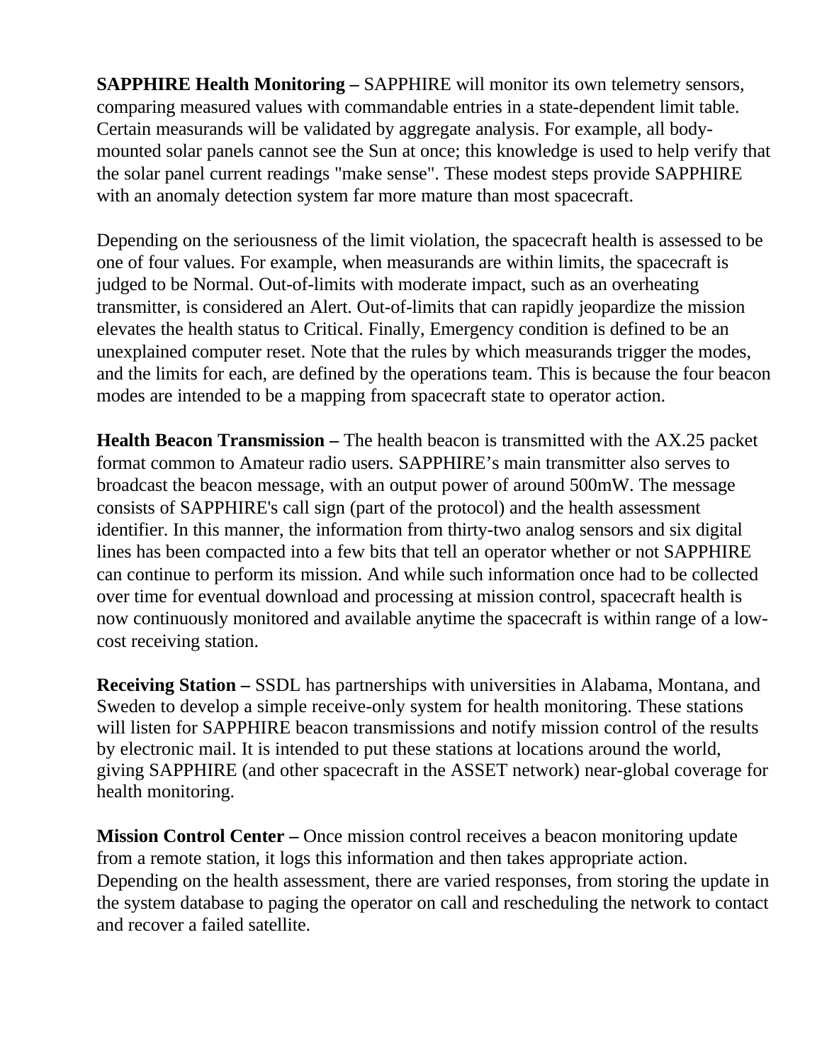**SAPPHIRE Health Monitoring –** SAPPHIRE will monitor its own telemetry sensors, comparing measured values with commandable entries in a state-dependent limit table. Certain measurands will be validated by aggregate analysis. For example, all body-mounted solar panels cannot see the Sun at once; this knowledge is used to help verify that the solar panel current readings "make sense". These modest steps provide SAPPHIRE with an anomaly detection system far more mature than most spacecraft.

Depending on the seriousness of the limit violation, the spacecraft health is assessed to be one of four values. For example, when measurands are within limits, the spacecraft is judged to be Normal. Out-of-limits with moderate impact, such as an overheating transmitter, is considered an Alert. Out-of-limits that can rapidly jeopardize the mission elevates the health status to Critical. Finally, Emergency condition is defined to be an unexplained computer reset. Note that the rules by which measurands trigger the modes, and the limits for each, are defined by the operations team. This is because the four beacon modes are intended to be a mapping from spacecraft state to operator action.

**Health Beacon Transmission –** The health beacon is transmitted with the AX.25 packet format common to Amateur radio users. SAPPHIRE's main transmitter also serves to broadcast the beacon message, with an output power of around 500mW. The message consists of SAPPHIRE's call sign (part of the protocol) and the health assessment identifier. In this manner, the information from thirty-two analog sensors and six digital lines has been compacted into a few bits that tell an operator whether or not SAPPHIRE can continue to perform its mission. And while such information once had to be collected over time for eventual download and processing at mission control, spacecraft health is now continuously monitored and available anytime the spacecraft is within range of a low-cost receiving station.

**Receiving Station –** SSDL has partnerships with universities in Alabama, Montana, and Sweden to develop a simple receive-only system for health monitoring. These stations will listen for SAPPHIRE beacon transmissions and notify mission control of the results by electronic mail. It is intended to put these stations at locations around the world, giving SAPPHIRE (and other spacecraft in the ASSET network) near-global coverage for health monitoring.

**Mission Control Center –** Once mission control receives a beacon monitoring update from a remote station, it logs this information and then takes appropriate action. Depending on the health assessment, there are varied responses, from storing the update in the system database to paging the operator on call and rescheduling the network to contact and recover a failed satellite.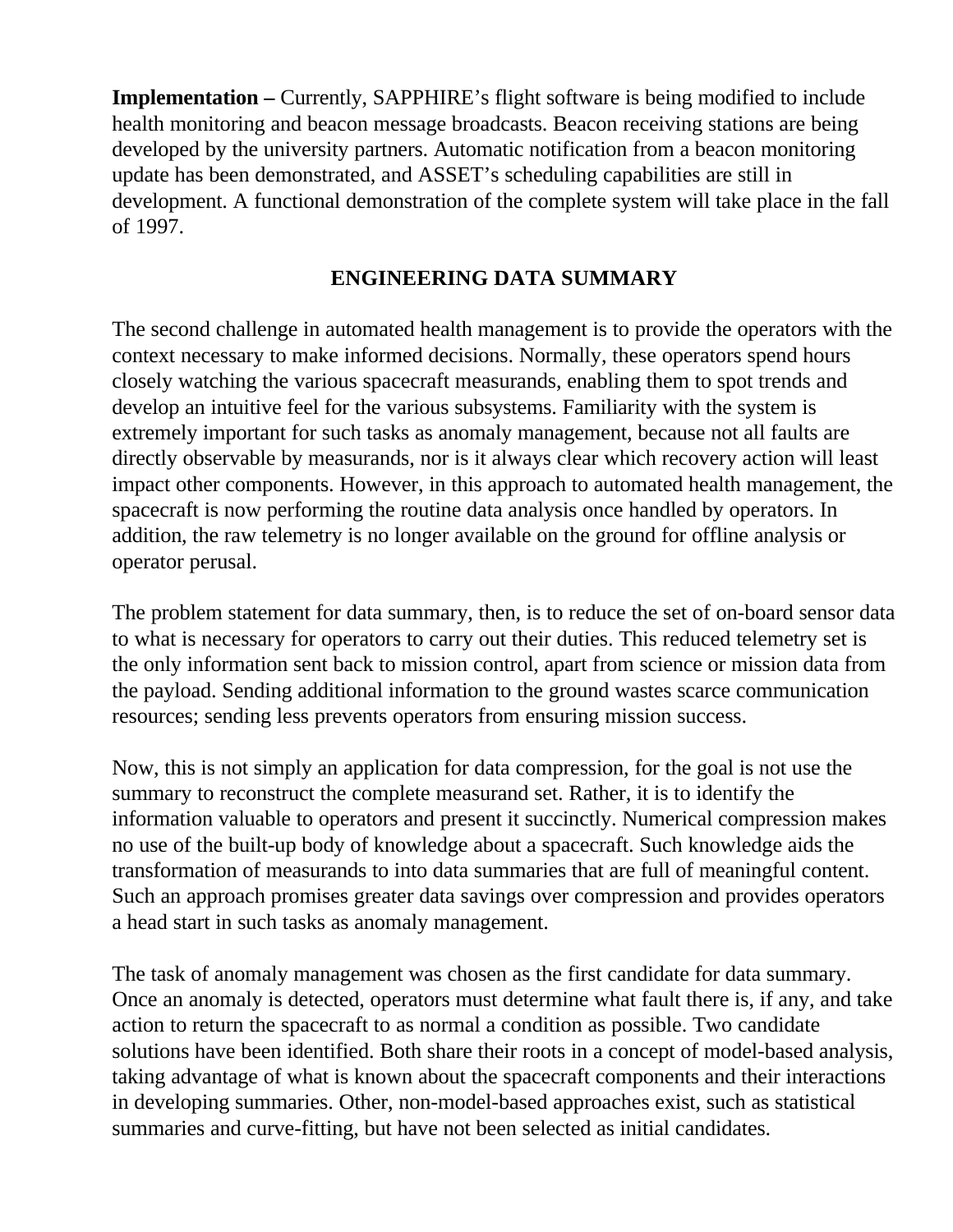**Implementation –** Currently, SAPPHIRE's flight software is being modified to include health monitoring and beacon message broadcasts. Beacon receiving stations are being developed by the university partners. Automatic notification from a beacon monitoring update has been demonstrated, and ASSET's scheduling capabilities are still in development. A functional demonstration of the complete system will take place in the fall of 1997.

## ENGINEERING DATA SUMMARY

The second challenge in automated health management is to provide the operators with the context necessary to make informed decisions. Normally, these operators spend hours closely watching the various spacecraft measurands, enabling them to spot trends and develop an intuitive feel for the various subsystems. Familiarity with the system is extremely important for such tasks as anomaly management, because not all faults are directly observable by measurands, nor is it always clear which recovery action will least impact other components. However, in this approach to automated health management, the spacecraft is now performing the routine data analysis once handled by operators. In addition, the raw telemetry is no longer available on the ground for offline analysis or operator perusal.

The problem statement for data summary, then, is to reduce the set of on-board sensor data to what is necessary for operators to carry out their duties. This reduced telemetry set is the only information sent back to mission control, apart from science or mission data from the payload. Sending additional information to the ground wastes scarce communication resources; sending less prevents operators from ensuring mission success.

Now, this is not simply an application for data compression, for the goal is not use the summary to reconstruct the complete measurand set. Rather, it is to identify the information valuable to operators and present it succinctly. Numerical compression makes no use of the built-up body of knowledge about a spacecraft. Such knowledge aids the transformation of measurands to into data summaries that are full of meaningful content. Such an approach promises greater data savings over compression and provides operators a head start in such tasks as anomaly management.

The task of anomaly management was chosen as the first candidate for data summary. Once an anomaly is detected, operators must determine what fault there is, if any, and take action to return the spacecraft to as normal a condition as possible. Two candidate solutions have been identified. Both share their roots in a concept of model-based analysis, taking advantage of what is known about the spacecraft components and their interactions in developing summaries. Other, non-model-based approaches exist, such as statistical summaries and curve-fitting, but have not been selected as initial candidates.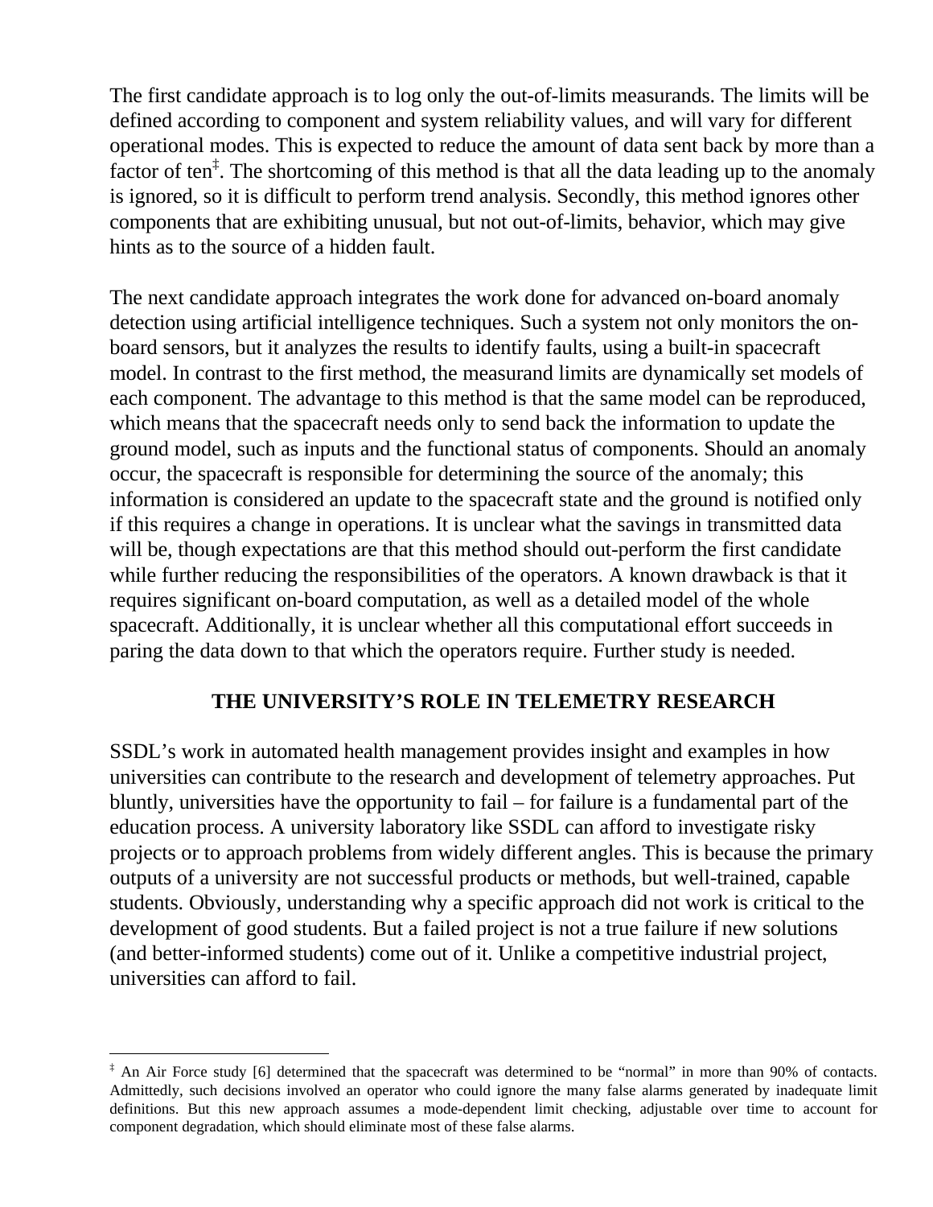The first candidate approach is to log only the out-of-limits measurands. The limits will be defined according to component and system reliability values, and will vary for different operational modes. This is expected to reduce the amount of data sent back by more than a factor of ten[‡]. The shortcoming of this method is that all the data leading up to the anomaly is ignored, so it is difficult to perform trend analysis. Secondly, this method ignores other components that are exhibiting unusual, but not out-of-limits, behavior, which may give hints as to the source of a hidden fault.

The next candidate approach integrates the work done for advanced on-board anomaly detection using artificial intelligence techniques. Such a system not only monitors the on-board sensors, but it analyzes the results to identify faults, using a built-in spacecraft model. In contrast to the first method, the measurand limits are dynamically set models of each component. The advantage to this method is that the same model can be reproduced, which means that the spacecraft needs only to send back the information to update the ground model, such as inputs and the functional status of components. Should an anomaly occur, the spacecraft is responsible for determining the source of the anomaly; this information is considered an update to the spacecraft state and the ground is notified only if this requires a change in operations. It is unclear what the savings in transmitted data will be, though expectations are that this method should out-perform the first candidate while further reducing the responsibilities of the operators. A known drawback is that it requires significant on-board computation, as well as a detailed model of the whole spacecraft. Additionally, it is unclear whether all this computational effort succeeds in paring the data down to that which the operators require. Further study is needed.

## THE UNIVERSITY'S ROLE IN TELEMETRY RESEARCH

SSDL's work in automated health management provides insight and examples in how universities can contribute to the research and development of telemetry approaches. Put bluntly, universities have the opportunity to fail – for failure is a fundamental part of the education process. A university laboratory like SSDL can afford to investigate risky projects or to approach problems from widely different angles. This is because the primary outputs of a university are not successful products or methods, but well-trained, capable students. Obviously, understanding why a specific approach did not work is critical to the development of good students. But a failed project is not a true failure if new solutions (and better-informed students) come out of it. Unlike a competitive industrial project, universities can afford to fail.

---

[‡] An Air Force study [6] determined that the spacecraft was determined to be "normal" in more than 90% of contacts. Admittedly, such decisions involved an operator who could ignore the many false alarms generated by inadequate limit definitions. But this new approach assumes a mode-dependent limit checking, adjustable over time to account for component degradation, which should eliminate most of these false alarms.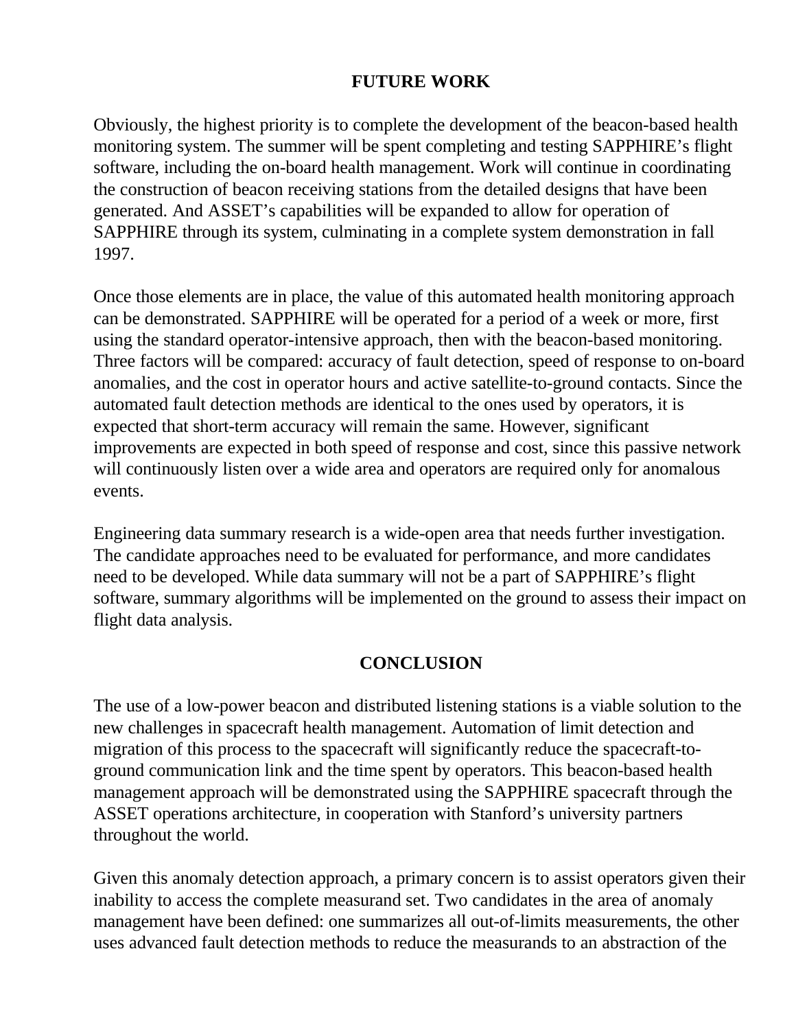## FUTURE WORK

Obviously, the highest priority is to complete the development of the beacon-based health monitoring system. The summer will be spent completing and testing SAPPHIRE's flight software, including the on-board health management. Work will continue in coordinating the construction of beacon receiving stations from the detailed designs that have been generated. And ASSET's capabilities will be expanded to allow for operation of SAPPHIRE through its system, culminating in a complete system demonstration in fall 1997.

Once those elements are in place, the value of this automated health monitoring approach can be demonstrated. SAPPHIRE will be operated for a period of a week or more, first using the standard operator-intensive approach, then with the beacon-based monitoring. Three factors will be compared: accuracy of fault detection, speed of response to on-board anomalies, and the cost in operator hours and active satellite-to-ground contacts. Since the automated fault detection methods are identical to the ones used by operators, it is expected that short-term accuracy will remain the same. However, significant improvements are expected in both speed of response and cost, since this passive network will continuously listen over a wide area and operators are required only for anomalous events.

Engineering data summary research is a wide-open area that needs further investigation. The candidate approaches need to be evaluated for performance, and more candidates need to be developed. While data summary will not be a part of SAPPHIRE's flight software, summary algorithms will be implemented on the ground to assess their impact on flight data analysis.

## CONCLUSION

The use of a low-power beacon and distributed listening stations is a viable solution to the new challenges in spacecraft health management. Automation of limit detection and migration of this process to the spacecraft will significantly reduce the spacecraft-to-ground communication link and the time spent by operators. This beacon-based health management approach will be demonstrated using the SAPPHIRE spacecraft through the ASSET operations architecture, in cooperation with Stanford's university partners throughout the world.

Given this anomaly detection approach, a primary concern is to assist operators given their inability to access the complete measurand set. Two candidates in the area of anomaly management have been defined: one summarizes all out-of-limits measurements, the other uses advanced fault detection methods to reduce the measurands to an abstraction of the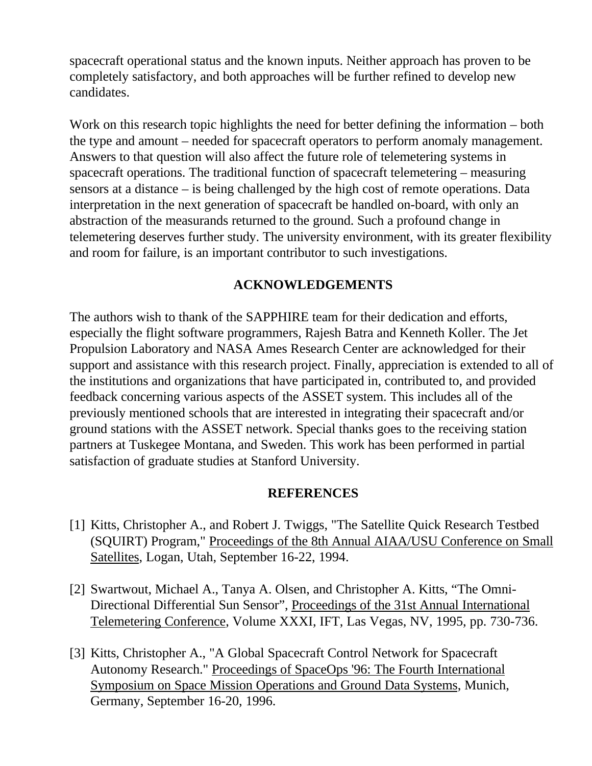spacecraft operational status and the known inputs. Neither approach has proven to be completely satisfactory, and both approaches will be further refined to develop new candidates.

Work on this research topic highlights the need for better defining the information – both the type and amount – needed for spacecraft operators to perform anomaly management. Answers to that question will also affect the future role of telemetering systems in spacecraft operations. The traditional function of spacecraft telemetering – measuring sensors at a distance – is being challenged by the high cost of remote operations. Data interpretation in the next generation of spacecraft be handled on-board, with only an abstraction of the measurands returned to the ground. Such a profound change in telemetering deserves further study. The university environment, with its greater flexibility and room for failure, is an important contributor to such investigations.

## ACKNOWLEDGEMENTS

The authors wish to thank of the SAPPHIRE team for their dedication and efforts, especially the flight software programmers, Rajesh Batra and Kenneth Koller. The Jet Propulsion Laboratory and NASA Ames Research Center are acknowledged for their support and assistance with this research project. Finally, appreciation is extended to all of the institutions and organizations that have participated in, contributed to, and provided feedback concerning various aspects of the ASSET system. This includes all of the previously mentioned schools that are interested in integrating their spacecraft and/or ground stations with the ASSET network. Special thanks goes to the receiving station partners at Tuskegee Montana, and Sweden. This work has been performed in partial satisfaction of graduate studies at Stanford University.

## REFERENCES

[1] Kitts, Christopher A., and Robert J. Twiggs, "The Satellite Quick Research Testbed (SQUIRT) Program," Proceedings of the 8th Annual AIAA/USU Conference on Small Satellites, Logan, Utah, September 16-22, 1994.

[2] Swartwout, Michael A., Tanya A. Olsen, and Christopher A. Kitts, "The Omni-Directional Differential Sun Sensor", Proceedings of the 31st Annual International Telemetering Conference, Volume XXXI, IFT, Las Vegas, NV, 1995, pp. 730-736.

[3] Kitts, Christopher A., "A Global Spacecraft Control Network for Spacecraft Autonomy Research." Proceedings of SpaceOps '96: The Fourth International Symposium on Space Mission Operations and Ground Data Systems, Munich, Germany, September 16-20, 1996.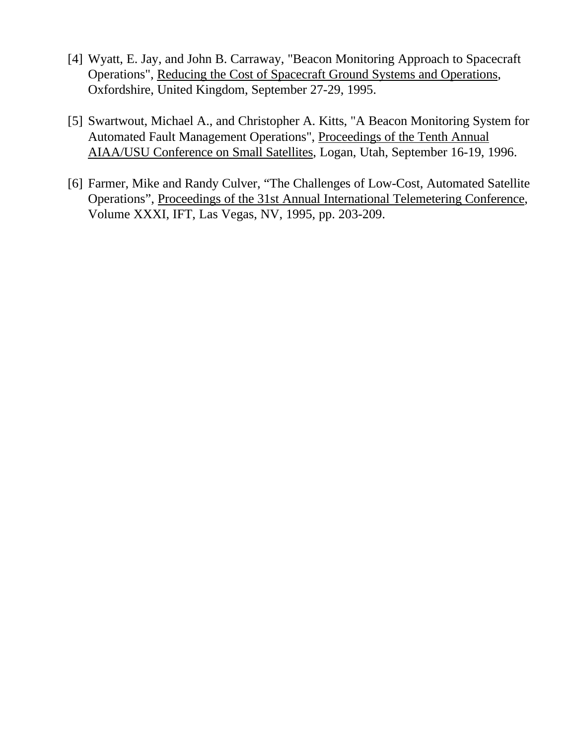[4] Wyatt, E. Jay, and John B. Carraway, "Beacon Monitoring Approach to Spacecraft Operations", Reducing the Cost of Spacecraft Ground Systems and Operations, Oxfordshire, United Kingdom, September 27-29, 1995.

[5] Swartwout, Michael A., and Christopher A. Kitts, "A Beacon Monitoring System for Automated Fault Management Operations", Proceedings of the Tenth Annual AIAA/USU Conference on Small Satellites, Logan, Utah, September 16-19, 1996.

[6] Farmer, Mike and Randy Culver, "The Challenges of Low-Cost, Automated Satellite Operations", Proceedings of the 31st Annual International Telemetering Conference, Volume XXXI, IFT, Las Vegas, NV, 1995, pp. 203-209.